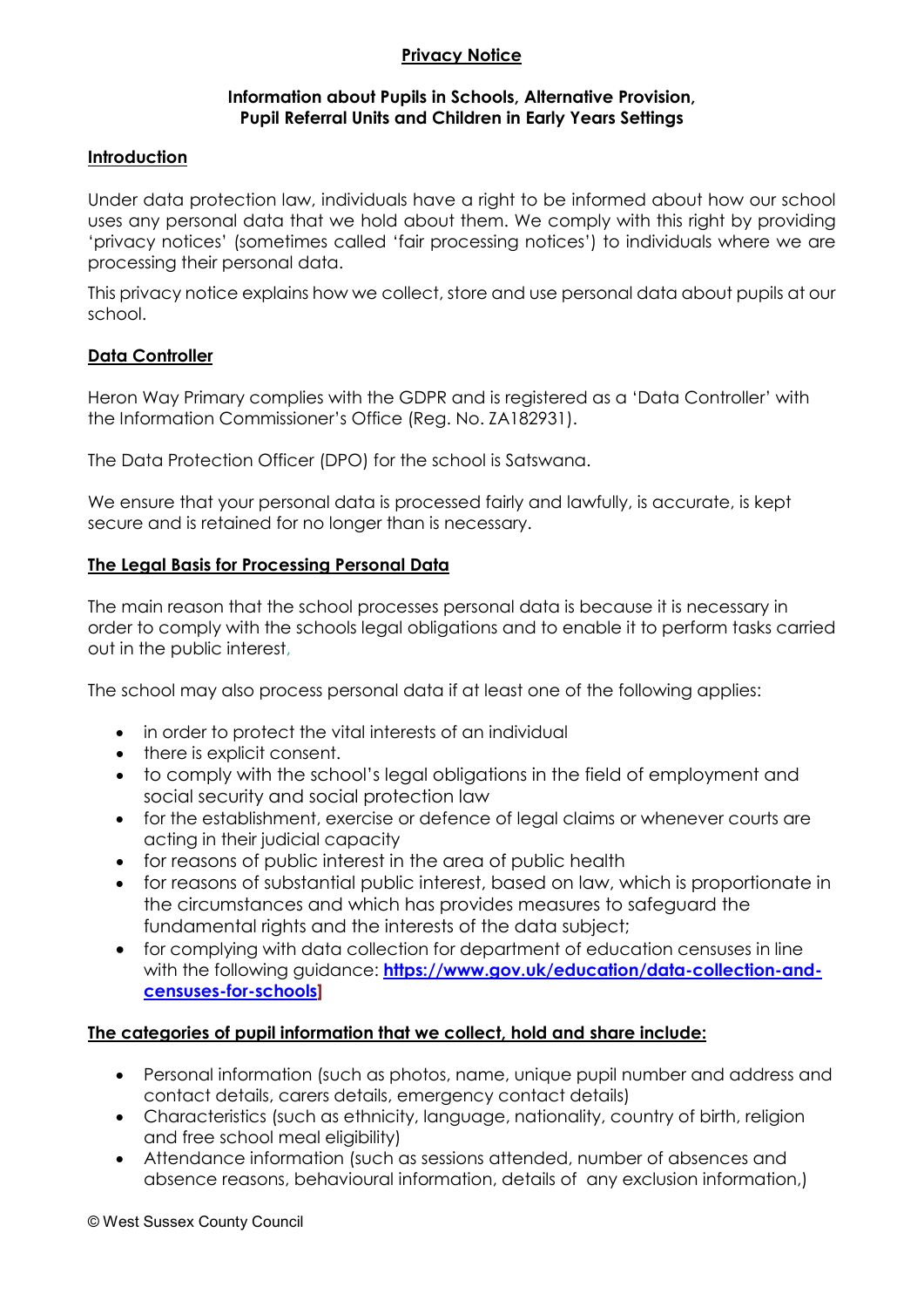**Privacy Notice**

**Information about Pupils in Schools, Alternative Provision, Pupil Referral Units and Children in Early Years Settings**

**Introduction**

Under data protection law, individuals have a right to be informed about how our school uses any personal data that we hold about them. We comply with this right by providing 'privacy notices' (sometimes called 'fair processing notices') to individuals where we are processing their personal data.

This privacy notice explains how we collect, store and use personal data about pupils at our school.

**Data Controller**

Heron Way Primary complies with the GDPR and is registered as a 'Data Controller' with the Information Commissioner's Office (Reg. No. ZA182931).

The Data Protection Officer (DPO) for the school is Satswana.

We ensure that your personal data is processed fairly and lawfully, is accurate, is kept secure and is retained for no longer than is necessary.

**The Legal Basis for Processing Personal Data**

The main reason that the school processes personal data is because it is necessary in order to comply with the schools legal obligations and to enable it to perform tasks carried out in the public interest,

The school may also process personal data if at least one of the following applies:

- in order to protect the vital interests of an individual
- there is explicit consent.
- to comply with the school's legal obligations in the field of employment and social security and social protection law
- for the establishment, exercise or defence of legal claims or whenever courts are acting in their judicial capacity
- for reasons of public interest in the area of public health
- for reasons of substantial public interest, based on law, which is proportionate in the circumstances and which has provides measures to safeguard the fundamental rights and the interests of the data subject;
- for complying with data collection for department of education censuses in line with the following guidance: **https://www.gov.uk/education/data-collection-and-censuses-for-schools]**

**The categories of pupil information that we collect, hold and share include:**

- Personal information (such as photos, name, unique pupil number and address and contact details, carers details, emergency contact details)
- Characteristics (such as ethnicity, language, nationality, country of birth, religion and free school meal eligibility)
- Attendance information (such as sessions attended, number of absences and absence reasons, behavioural information, details of any exclusion information,)

© West Sussex County Council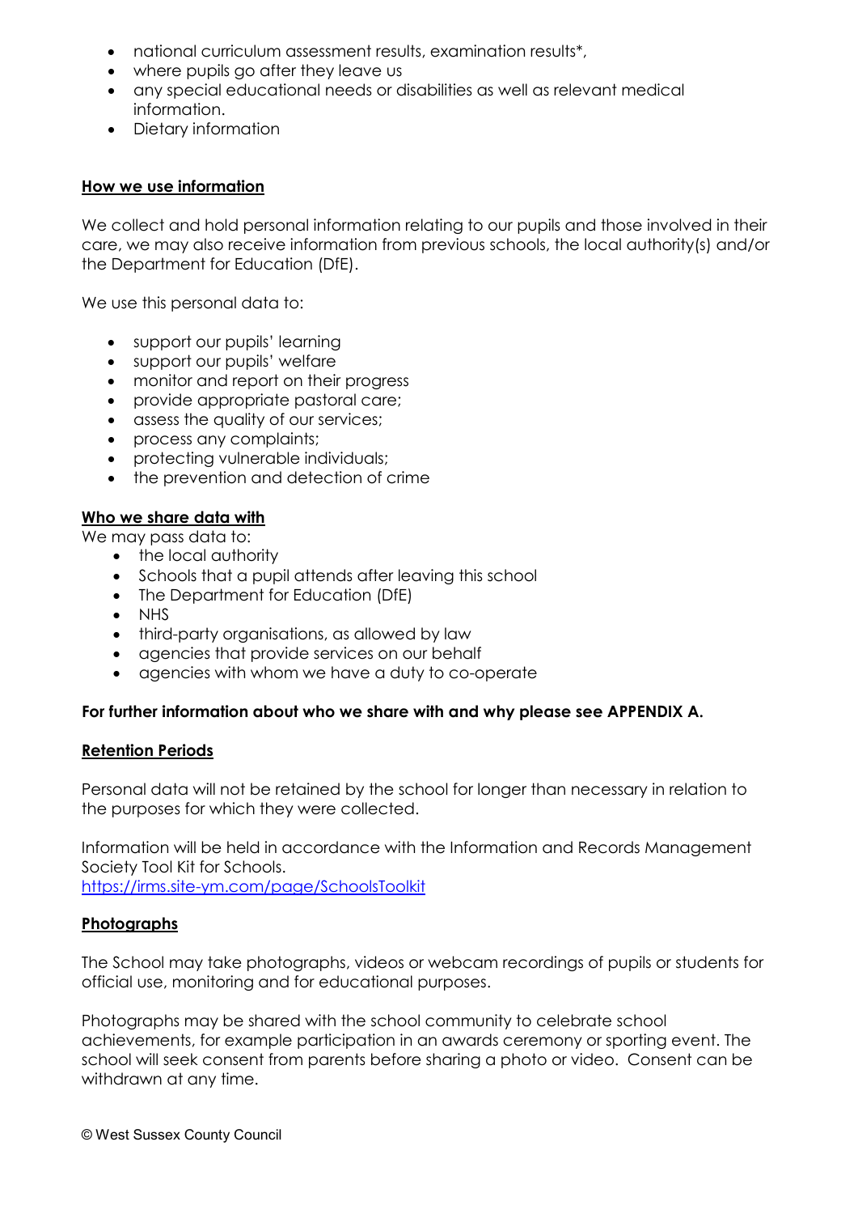- national curriculum assessment results, examination results*,
- where pupils go after they leave us
- any special educational needs or disabilities as well as relevant medical information.
- Dietary information

## How we use information

We collect and hold personal information relating to our pupils and those involved in their care, we may also receive information from previous schools, the local authority(s) and/or the Department for Education (DfE).

We use this personal data to:

- support our pupils' learning
- support our pupils' welfare
- monitor and report on their progress
- provide appropriate pastoral care;
- assess the quality of our services;
- process any complaints;
- protecting vulnerable individuals;
- the prevention and detection of crime

## Who we share data with

We may pass data to:

- the local authority
- Schools that a pupil attends after leaving this school
- The Department for Education (DfE)
- NHS
- third-party organisations, as allowed by law
- agencies that provide services on our behalf
- agencies with whom we have a duty to co-operate

**For further information about who we share with and why please see APPENDIX A.**

## Retention Periods

Personal data will not be retained by the school for longer than necessary in relation to the purposes for which they were collected.

Information will be held in accordance with the Information and Records Management Society Tool Kit for Schools.
https://irms.site-ym.com/page/SchoolsToolkit

## Photographs

The School may take photographs, videos or webcam recordings of pupils or students for official use, monitoring and for educational purposes.

Photographs may be shared with the school community to celebrate school achievements, for example participation in an awards ceremony or sporting event. The school will seek consent from parents before sharing a photo or video. Consent can be withdrawn at any time.

© West Sussex County Council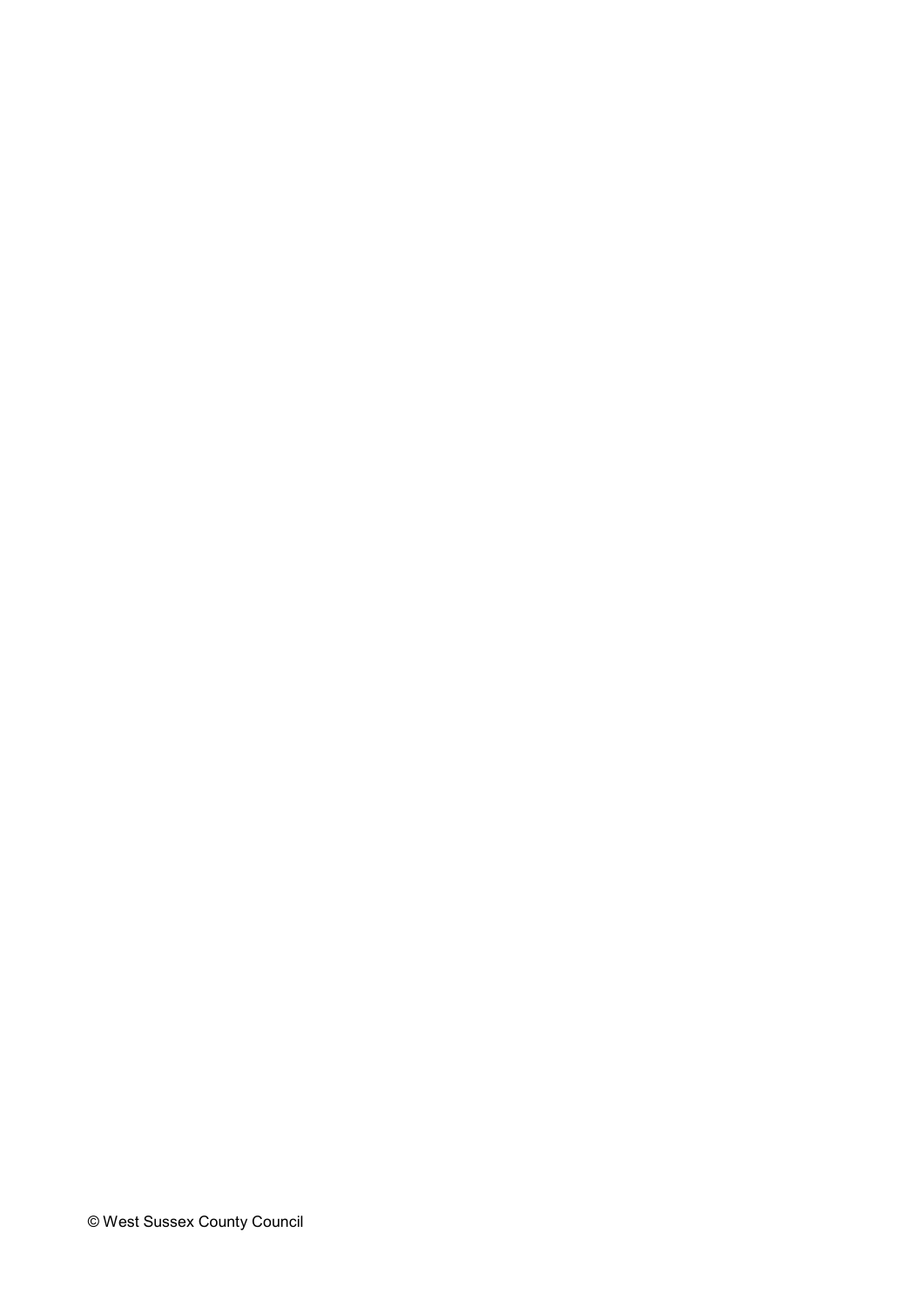© West Sussex County Council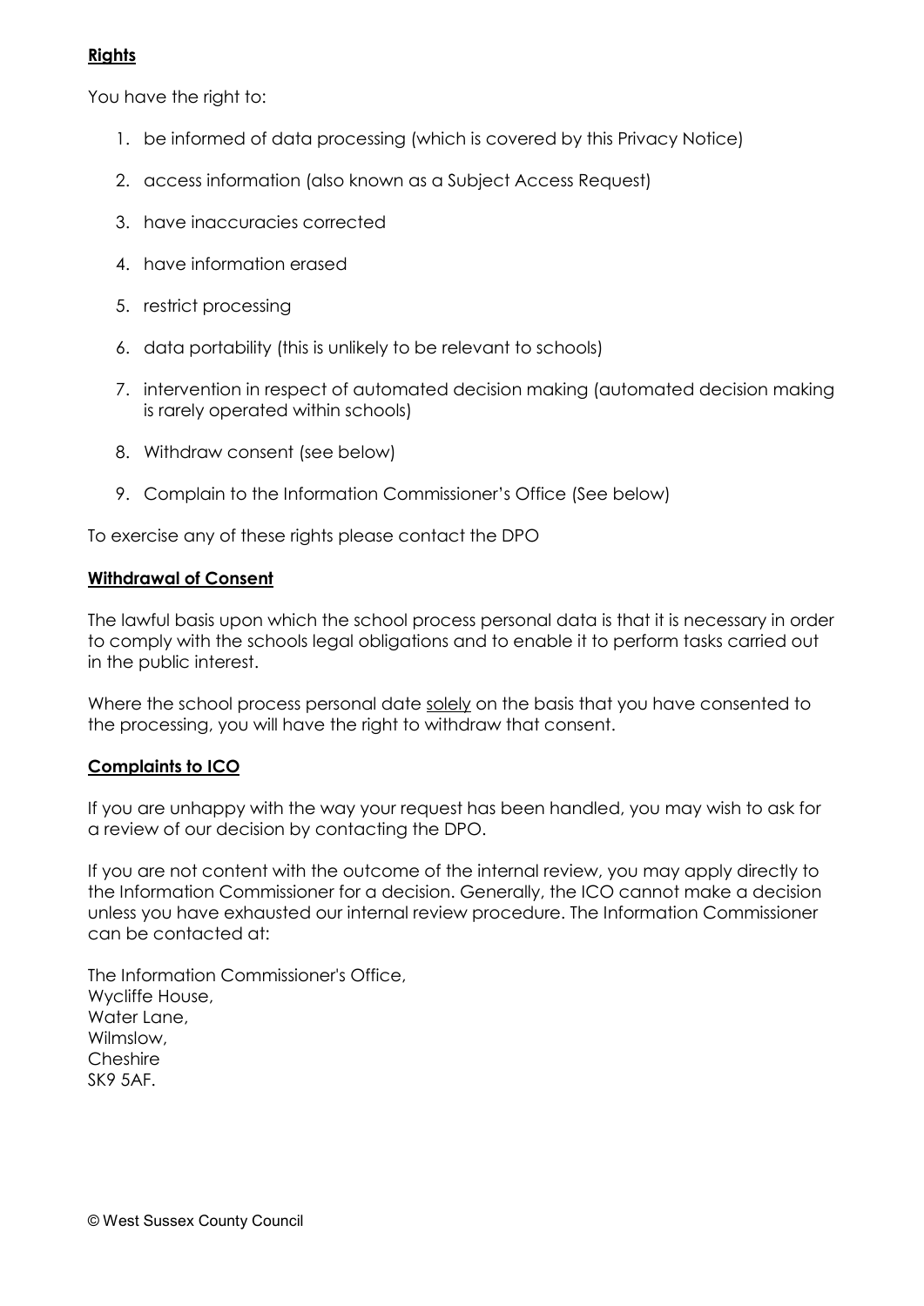**Rights**

You have the right to:

1. be informed of data processing (which is covered by this Privacy Notice)
2. access information (also known as a Subject Access Request)
3. have inaccuracies corrected
4. have information erased
5. restrict processing
6. data portability (this is unlikely to be relevant to schools)
7. intervention in respect of automated decision making (automated decision making is rarely operated within schools)
8. Withdraw consent (see below)
9. Complain to the Information Commissioner's Office (See below)

To exercise any of these rights please contact the DPO

**Withdrawal of Consent**

The lawful basis upon which the school process personal data is that it is necessary in order to comply with the schools legal obligations and to enable it to perform tasks carried out in the public interest.

Where the school process personal date solely on the basis that you have consented to the processing, you will have the right to withdraw that consent.

**Complaints to ICO**

If you are unhappy with the way your request has been handled, you may wish to ask for a review of our decision by contacting the DPO.

If you are not content with the outcome of the internal review, you may apply directly to the Information Commissioner for a decision. Generally, the ICO cannot make a decision unless you have exhausted our internal review procedure. The Information Commissioner can be contacted at:

The Information Commissioner's Office,
Wycliffe House,
Water Lane,
Wilmslow,
Cheshire
SK9 5AF.

© West Sussex County Council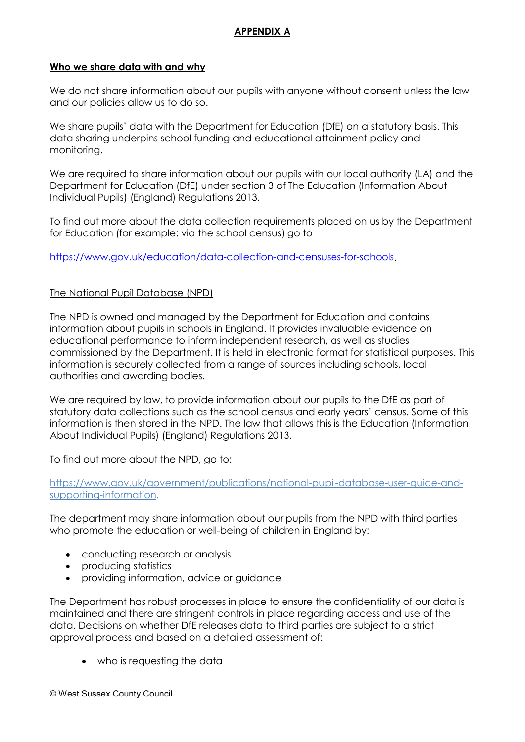## APPENDIX A

### Who we share data with and why

We do not share information about our pupils with anyone without consent unless the law and our policies allow us to do so.

We share pupils' data with the Department for Education (DfE) on a statutory basis. This data sharing underpins school funding and educational attainment policy and monitoring.

We are required to share information about our pupils with our local authority (LA) and the Department for Education (DfE) under section 3 of The Education (Information About Individual Pupils) (England) Regulations 2013.

To find out more about the data collection requirements placed on us by the Department for Education (for example; via the school census) go to

https://www.gov.uk/education/data-collection-and-censuses-for-schools.

#### The National Pupil Database (NPD)

The NPD is owned and managed by the Department for Education and contains information about pupils in schools in England. It provides invaluable evidence on educational performance to inform independent research, as well as studies commissioned by the Department. It is held in electronic format for statistical purposes. This information is securely collected from a range of sources including schools, local authorities and awarding bodies.

We are required by law, to provide information about our pupils to the DfE as part of statutory data collections such as the school census and early years' census. Some of this information is then stored in the NPD. The law that allows this is the Education (Information About Individual Pupils) (England) Regulations 2013.

To find out more about the NPD, go to:

https://www.gov.uk/government/publications/national-pupil-database-user-guide-and-supporting-information.

The department may share information about our pupils from the NPD with third parties who promote the education or well-being of children in England by:

- conducting research or analysis
- producing statistics
- providing information, advice or guidance

The Department has robust processes in place to ensure the confidentiality of our data is maintained and there are stringent controls in place regarding access and use of the data. Decisions on whether DfE releases data to third parties are subject to a strict approval process and based on a detailed assessment of:

- who is requesting the data

© West Sussex County Council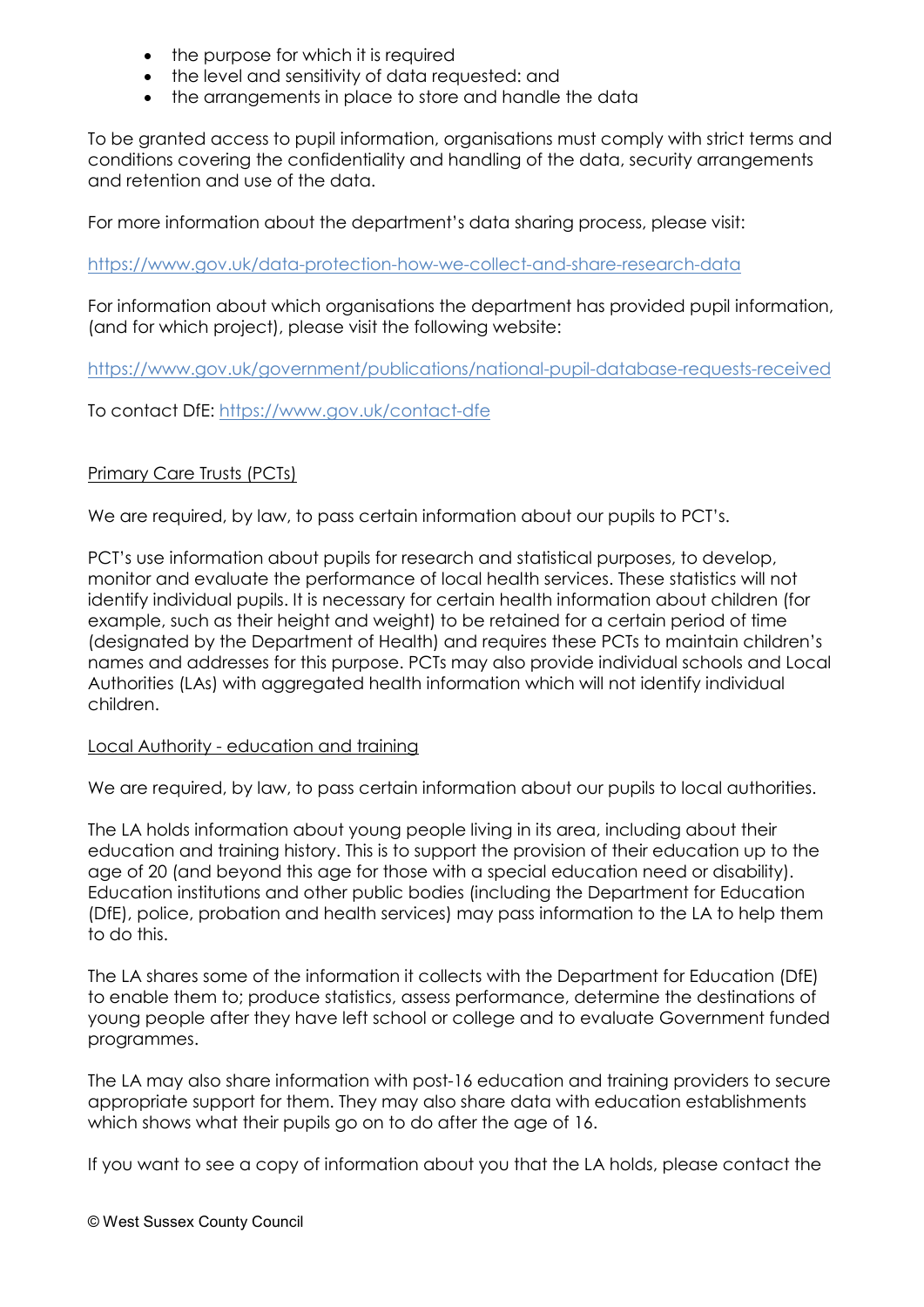- the purpose for which it is required
- the level and sensitivity of data requested: and
- the arrangements in place to store and handle the data

To be granted access to pupil information, organisations must comply with strict terms and conditions covering the confidentiality and handling of the data, security arrangements and retention and use of the data.

For more information about the department's data sharing process, please visit:

https://www.gov.uk/data-protection-how-we-collect-and-share-research-data

For information about which organisations the department has provided pupil information, (and for which project), please visit the following website:

https://www.gov.uk/government/publications/national-pupil-database-requests-received

To contact DfE: https://www.gov.uk/contact-dfe

Primary Care Trusts (PCTs)

We are required, by law, to pass certain information about our pupils to PCT's.

PCT's use information about pupils for research and statistical purposes, to develop, monitor and evaluate the performance of local health services. These statistics will not identify individual pupils. It is necessary for certain health information about children (for example, such as their height and weight) to be retained for a certain period of time (designated by the Department of Health) and requires these PCTs to maintain children's names and addresses for this purpose. PCTs may also provide individual schools and Local Authorities (LAs) with aggregated health information which will not identify individual children.

Local Authority - education and training

We are required, by law, to pass certain information about our pupils to local authorities.

The LA holds information about young people living in its area, including about their education and training history. This is to support the provision of their education up to the age of 20 (and beyond this age for those with a special education need or disability). Education institutions and other public bodies (including the Department for Education (DfE), police, probation and health services) may pass information to the LA to help them to do this.

The LA shares some of the information it collects with the Department for Education (DfE) to enable them to; produce statistics, assess performance, determine the destinations of young people after they have left school or college and to evaluate Government funded programmes.

The LA may also share information with post-16 education and training providers to secure appropriate support for them. They may also share data with education establishments which shows what their pupils go on to do after the age of 16.

If you want to see a copy of information about you that the LA holds, please contact the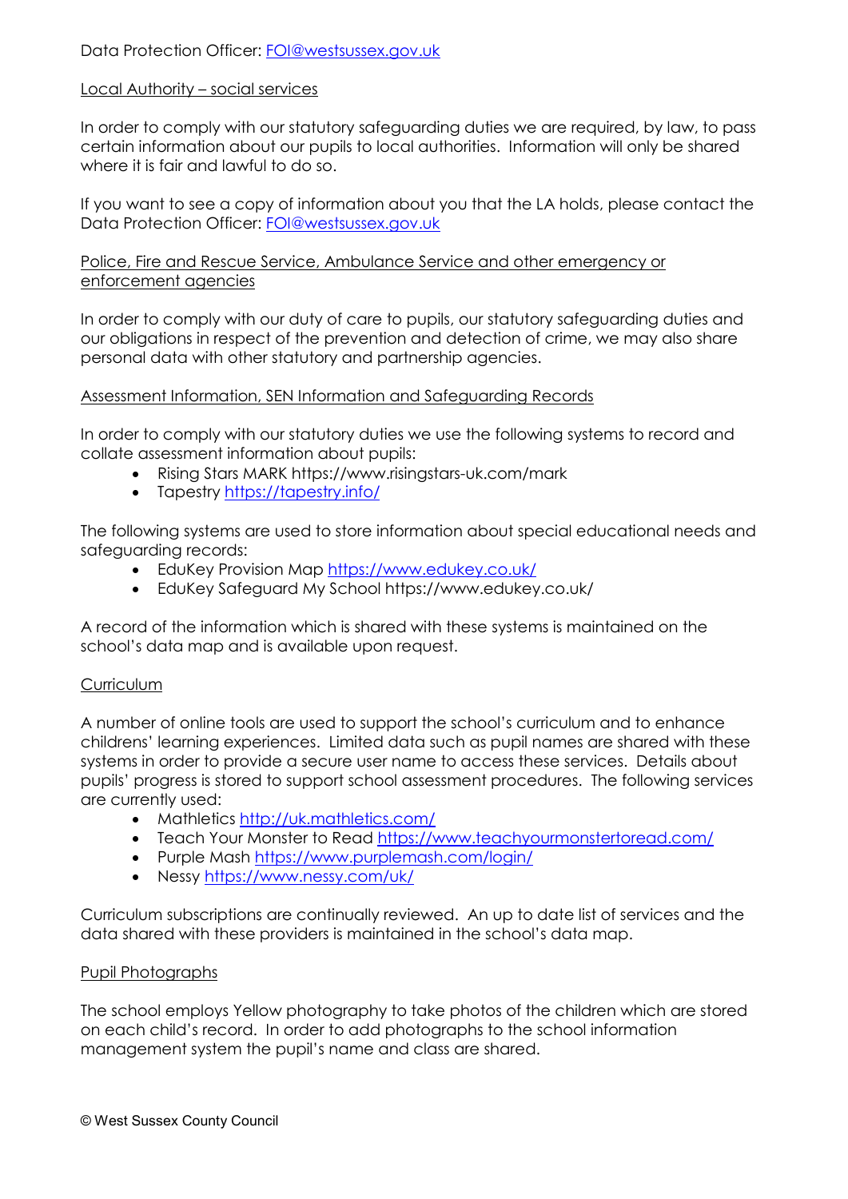Data Protection Officer: FOI@westsussex.gov.uk

Local Authority – social services

In order to comply with our statutory safeguarding duties we are required, by law, to pass certain information about our pupils to local authorities. Information will only be shared where it is fair and lawful to do so.

If you want to see a copy of information about you that the LA holds, please contact the Data Protection Officer: FOI@westsussex.gov.uk

Police, Fire and Rescue Service, Ambulance Service and other emergency or enforcement agencies

In order to comply with our duty of care to pupils, our statutory safeguarding duties and our obligations in respect of the prevention and detection of crime, we may also share personal data with other statutory and partnership agencies.

Assessment Information, SEN Information and Safeguarding Records

In order to comply with our statutory duties we use the following systems to record and collate assessment information about pupils:

- Rising Stars MARK https://www.risingstars-uk.com/mark
- Tapestry https://tapestry.info/

The following systems are used to store information about special educational needs and safeguarding records:

- EduKey Provision Map https://www.edukey.co.uk/
- EduKey Safeguard My School https://www.edukey.co.uk/

A record of the information which is shared with these systems is maintained on the school's data map and is available upon request.

Curriculum

A number of online tools are used to support the school's curriculum and to enhance childrens' learning experiences. Limited data such as pupil names are shared with these systems in order to provide a secure user name to access these services. Details about pupils' progress is stored to support school assessment procedures. The following services are currently used:

- Mathletics http://uk.mathletics.com/
- Teach Your Monster to Read https://www.teachyourmonstertoread.com/
- Purple Mash https://www.purplemash.com/login/
- Nessy https://www.nessy.com/uk/

Curriculum subscriptions are continually reviewed. An up to date list of services and the data shared with these providers is maintained in the school's data map.

Pupil Photographs

The school employs Yellow photography to take photos of the children which are stored on each child's record. In order to add photographs to the school information management system the pupil's name and class are shared.

© West Sussex County Council